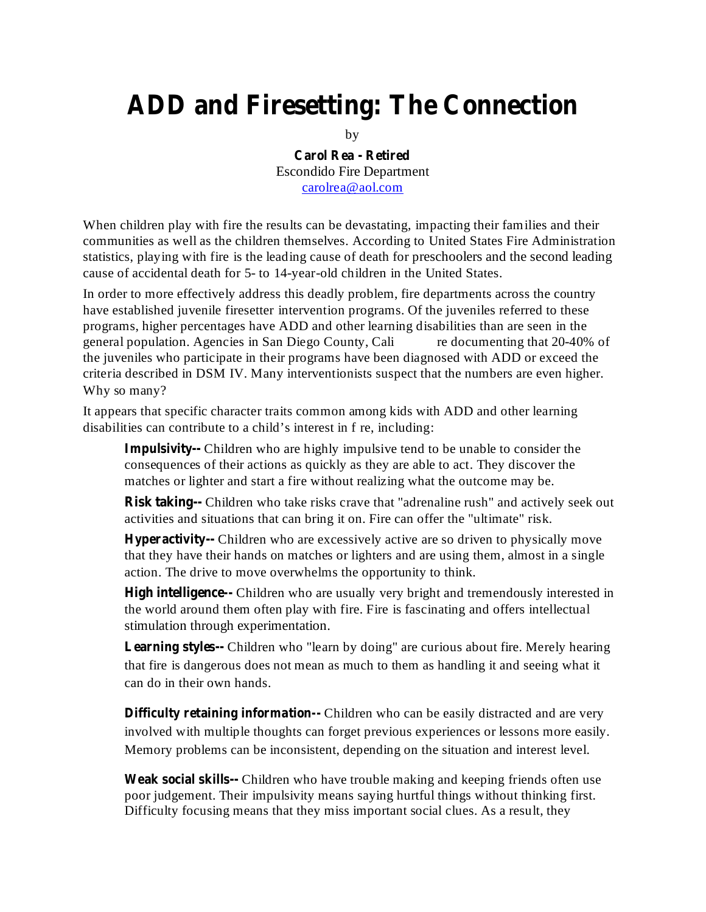# ADD and Firesetting: The Connection

by

**Carol Rea - Retired**
Escondido Fire Department
carolrea@aol.com

When children play with fire the results can be devastating, impacting their families and their communities as well as the children themselves. According to United States Fire Administration statistics, playing with fire is the leading cause of death for preschoolers and the second leading cause of accidental death for 5- to 14-year-old children in the United States.

In order to more effectively address this deadly problem, fire departments across the country have established juvenile firesetter intervention programs. Of the juveniles referred to these programs, higher percentages have ADD and other learning disabilities than are seen in the general population. Agencies in San Diego County, Cali          re documenting that 20-40% of the juveniles who participate in their programs have been diagnosed with ADD or exceed the criteria described in DSM IV. Many interventionists suspect that the numbers are even higher. Why so many?

It appears that specific character traits common among kids with ADD and other learning disabilities can contribute to a child's interest in f re, including:

> **Impulsivity--** Children who are highly impulsive tend to be unable to consider the consequences of their actions as quickly as they are able to act. They discover the matches or lighter and start a fire without realizing what the outcome may be.
>
> **Risk taking--** Children who take risks crave that "adrenaline rush" and actively seek out activities and situations that can bring it on. Fire can offer the "ultimate" risk.
>
> **Hyperactivity--** Children who are excessively active are so driven to physically move that they have their hands on matches or lighters and are using them, almost in a single action. The drive to move overwhelms the opportunity to think.
>
> **High intelligence--** Children who are usually very bright and tremendously interested in the world around them often play with fire. Fire is fascinating and offers intellectual stimulation through experimentation.
>
> **Learning styles--** Children who "learn by doing" are curious about fire. Merely hearing that fire is dangerous does not mean as much to them as handling it and seeing what it can do in their own hands.
>
> **Difficulty retaining information--** Children who can be easily distracted and are very involved with multiple thoughts can forget previous experiences or lessons more easily. Memory problems can be inconsistent, depending on the situation and interest level.
>
> **Weak social skills--** Children who have trouble making and keeping friends often use poor judgement. Their impulsivity means saying hurtful things without thinking first. Difficulty focusing means that they miss important social clues. As a result, they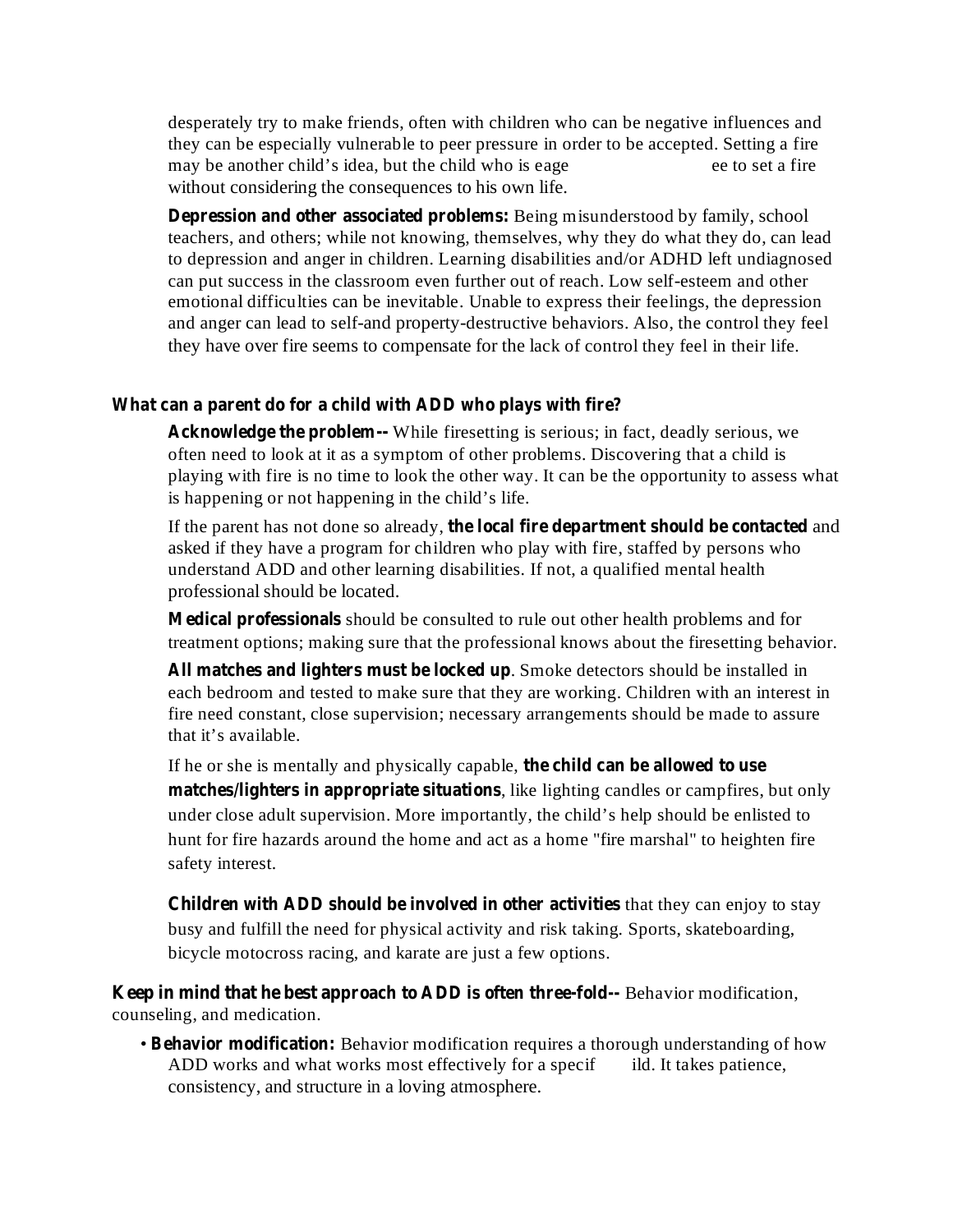desperately try to make friends, often with children who can be negative influences and they can be especially vulnerable to peer pressure in order to be accepted. Setting a fire may be another child's idea, but the child who is eage ee to set a fire without considering the consequences to his own life.

**Depression and other associated problems:** Being misunderstood by family, school teachers, and others; while not knowing, themselves, why they do what they do, can lead to depression and anger in children. Learning disabilities and/or ADHD left undiagnosed can put success in the classroom even further out of reach. Low self-esteem and other emotional difficulties can be inevitable. Unable to express their feelings, the depression and anger can lead to self-and property-destructive behaviors. Also, the control they feel they have over fire seems to compensate for the lack of control they feel in their life.

### What can a parent do for a child with ADD who plays with fire?

**Acknowledge the problem--** While firesetting is serious; in fact, deadly serious, we often need to look at it as a symptom of other problems. Discovering that a child is playing with fire is no time to look the other way. It can be the opportunity to assess what is happening or not happening in the child's life.

If the parent has not done so already, **the local fire department should be contacted** and asked if they have a program for children who play with fire, staffed by persons who understand ADD and other learning disabilities. If not, a qualified mental health professional should be located.

**Medical professionals** should be consulted to rule out other health problems and for treatment options; making sure that the professional knows about the firesetting behavior.

**All matches and lighters must be locked up**. Smoke detectors should be installed in each bedroom and tested to make sure that they are working. Children with an interest in fire need constant, close supervision; necessary arrangements should be made to assure that it's available.

If he or she is mentally and physically capable, **the child can be allowed to use matches/lighters in appropriate situations**, like lighting candles or campfires, but only under close adult supervision. More importantly, the child's help should be enlisted to hunt for fire hazards around the home and act as a home "fire marshal" to heighten fire safety interest.

**Children with ADD should be involved in other activities** that they can enjoy to stay busy and fulfill the need for physical activity and risk taking. Sports, skateboarding, bicycle motocross racing, and karate are just a few options.

**Keep in mind that he best approach to ADD is often three-fold--** Behavior modification, counseling, and medication.

- **Behavior modification:** Behavior modification requires a thorough understanding of how ADD works and what works most effectively for a specif ild. It takes patience, consistency, and structure in a loving atmosphere.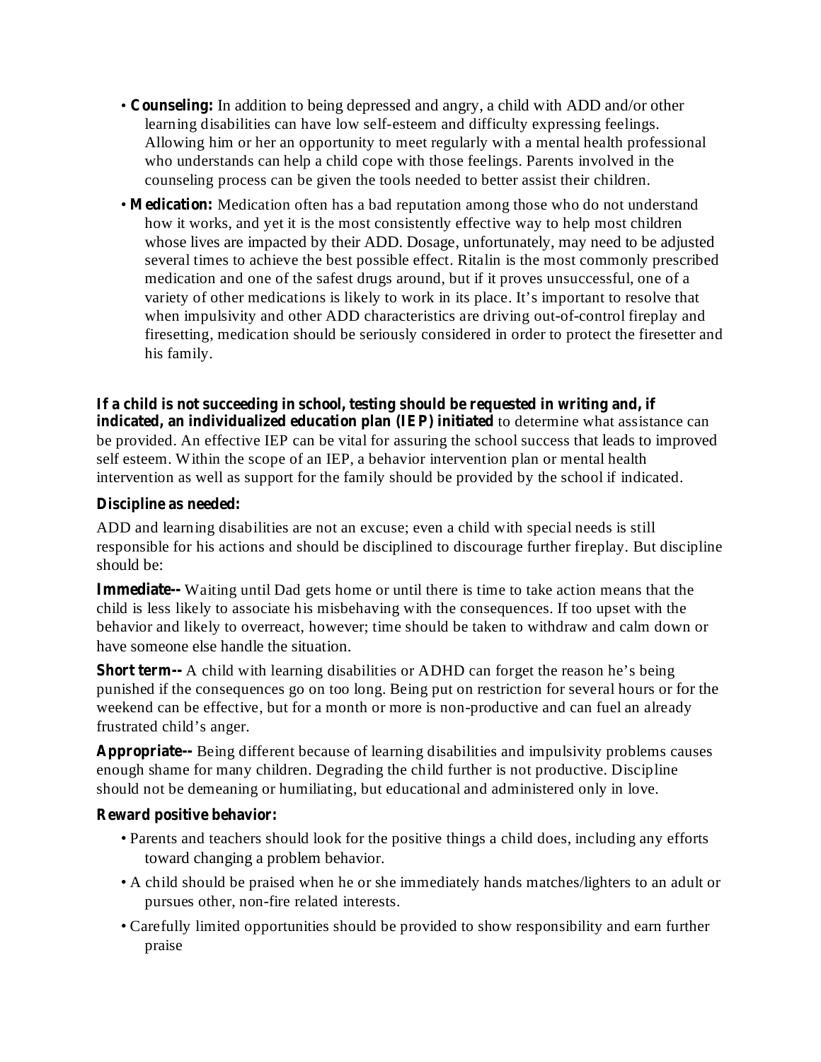- **Counseling:** In addition to being depressed and angry, a child with ADD and/or other learning disabilities can have low self-esteem and difficulty expressing feelings. Allowing him or her an opportunity to meet regularly with a mental health professional who understands can help a child cope with those feelings. Parents involved in the counseling process can be given the tools needed to better assist their children.
- **Medication:** Medication often has a bad reputation among those who do not understand how it works, and yet it is the most consistently effective way to help most children whose lives are impacted by their ADD. Dosage, unfortunately, may need to be adjusted several times to achieve the best possible effect. Ritalin is the most commonly prescribed medication and one of the safest drugs around, but if it proves unsuccessful, one of a variety of other medications is likely to work in its place. It's important to resolve that when impulsivity and other ADD characteristics are driving out-of-control fireplay and firesetting, medication should be seriously considered in order to protect the firesetter and his family.

**If a child is not succeeding in school, testing should be requested in writing and, if indicated, an individualized education plan (IEP) initiated** to determine what assistance can be provided. An effective IEP can be vital for assuring the school success that leads to improved self esteem. Within the scope of an IEP, a behavior intervention plan or mental health intervention as well as support for the family should be provided by the school if indicated.

**Discipline as needed:**

ADD and learning disabilities are not an excuse; even a child with special needs is still responsible for his actions and should be disciplined to discourage further fireplay. But discipline should be:

**Immediate--** Waiting until Dad gets home or until there is time to take action means that the child is less likely to associate his misbehaving with the consequences. If too upset with the behavior and likely to overreact, however; time should be taken to withdraw and calm down or have someone else handle the situation.

**Short term--** A child with learning disabilities or ADHD can forget the reason he's being punished if the consequences go on too long. Being put on restriction for several hours or for the weekend can be effective, but for a month or more is non-productive and can fuel an already frustrated child's anger.

**Appropriate--** Being different because of learning disabilities and impulsivity problems causes enough shame for many children. Degrading the child further is not productive. Discipline should not be demeaning or humiliating, but educational and administered only in love.

**Reward positive behavior:**

- Parents and teachers should look for the positive things a child does, including any efforts toward changing a problem behavior.
- A child should be praised when he or she immediately hands matches/lighters to an adult or pursues other, non-fire related interests.
- Carefully limited opportunities should be provided to show responsibility and earn further praise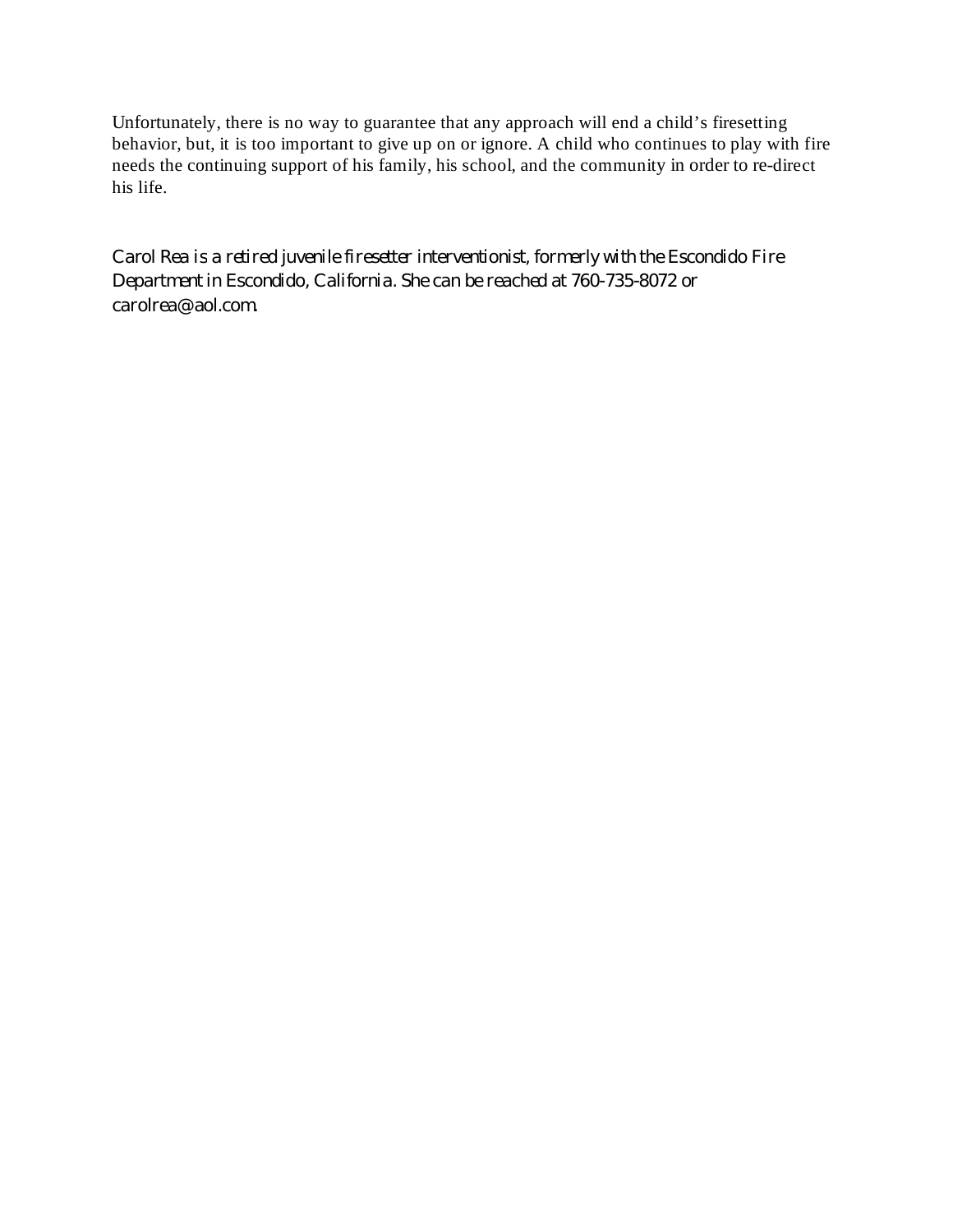Unfortunately, there is no way to guarantee that any approach will end a child's firesetting behavior, but, it is too important to give up on or ignore. A child who continues to play with fire needs the continuing support of his family, his school, and the community in order to re-direct his life.

Carol Rea is a retired juvenile firesetter interventionist, formerly with the Escondido Fire Department in Escondido, California. She can be reached at 760-735-8072 or carolrea@aol.com.